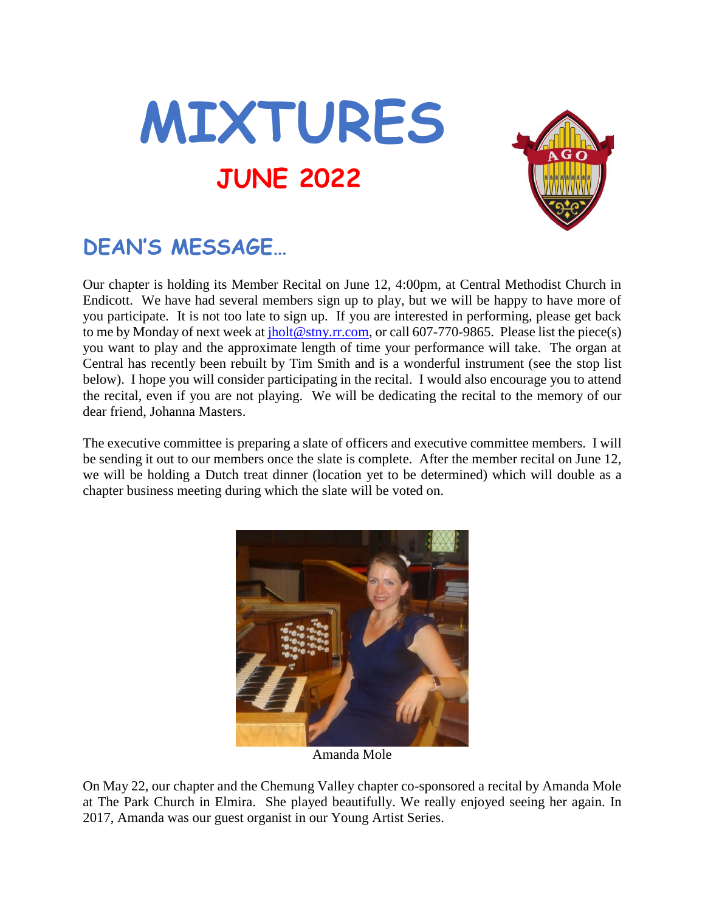# MIXTURES

## JUNE 2022

## DEAN'S MESSAGE…

Our chapter is holding its Member Recital on June 12, 4:00pm, at Central Methodist Church in Endicott. We have had several members sign up to play, but we will be happy to have more of you participate. It is not too late to sign up. If you are interested in performing, please get back to me by Monday of next week at jholt@stny.rr.com, or call 607-770-9865. Please list the piece(s) you want to play and the approximate length of time your performance will take. The organ at Central has recently been rebuilt by Tim Smith and is a wonderful instrument (see the stop list below). I hope you will consider participating in the recital. I would also encourage you to attend the recital, even if you are not playing. We will be dedicating the recital to the memory of our dear friend, Johanna Masters.

The executive committee is preparing a slate of officers and executive committee members. I will be sending it out to our members once the slate is complete. After the member recital on June 12, we will be holding a Dutch treat dinner (location yet to be determined) which will double as a chapter business meeting during which the slate will be voted on.

Amanda Mole

On May 22, our chapter and the Chemung Valley chapter co-sponsored a recital by Amanda Mole at The Park Church in Elmira. She played beautifully. We really enjoyed seeing her again. In 2017, Amanda was our guest organist in our Young Artist Series.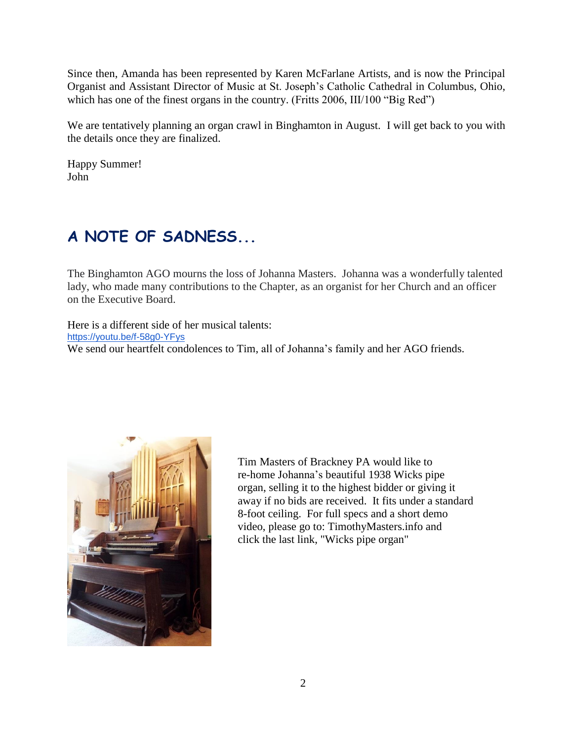Since then, Amanda has been represented by Karen McFarlane Artists, and is now the Principal Organist and Assistant Director of Music at St. Joseph's Catholic Cathedral in Columbus, Ohio, which has one of the finest organs in the country. (Fritts 2006, III/100 "Big Red")

We are tentatively planning an organ crawl in Binghamton in August. I will get back to you with the details once they are finalized.

Happy Summer!
John

## A NOTE OF SADNESS...

The Binghamton AGO mourns the loss of Johanna Masters. Johanna was a wonderfully talented lady, who made many contributions to the Chapter, as an organist for her Church and an officer on the Executive Board.

Here is a different side of her musical talents:
https://youtu.be/f-58g0-YFys
We send our heartfelt condolences to Tim, all of Johanna's family and her AGO friends.

Tim Masters of Brackney PA would like to re-home Johanna's beautiful 1938 Wicks pipe organ, selling it to the highest bidder or giving it away if no bids are received. It fits under a standard 8-foot ceiling. For full specs and a short demo video, please go to: TimothyMasters.info and click the last link, "Wicks pipe organ"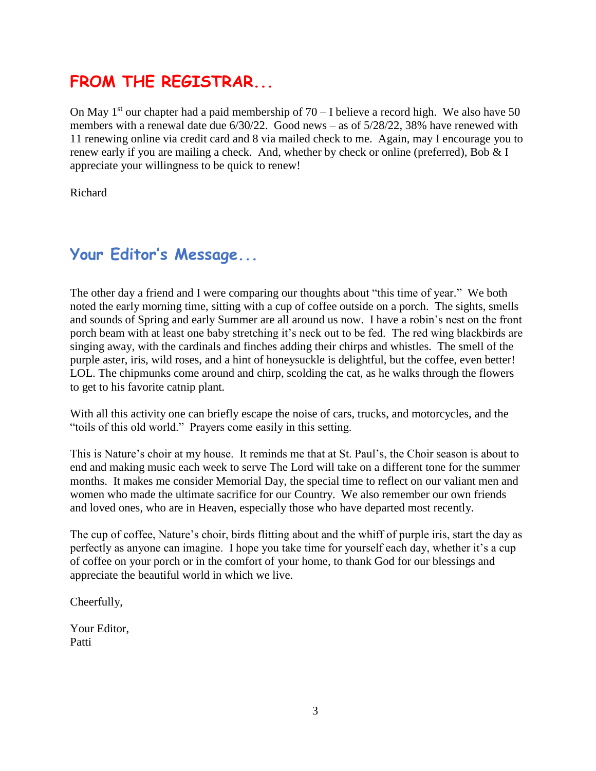## FROM THE REGISTRAR...

On May 1st our chapter had a paid membership of 70 – I believe a record high. We also have 50 members with a renewal date due 6/30/22. Good news – as of 5/28/22, 38% have renewed with 11 renewing online via credit card and 8 via mailed check to me. Again, may I encourage you to renew early if you are mailing a check. And, whether by check or online (preferred), Bob & I appreciate your willingness to be quick to renew!

Richard

## Your Editor's Message...

The other day a friend and I were comparing our thoughts about "this time of year." We both noted the early morning time, sitting with a cup of coffee outside on a porch. The sights, smells and sounds of Spring and early Summer are all around us now. I have a robin's nest on the front porch beam with at least one baby stretching it's neck out to be fed. The red wing blackbirds are singing away, with the cardinals and finches adding their chirps and whistles. The smell of the purple aster, iris, wild roses, and a hint of honeysuckle is delightful, but the coffee, even better! LOL. The chipmunks come around and chirp, scolding the cat, as he walks through the flowers to get to his favorite catnip plant.

With all this activity one can briefly escape the noise of cars, trucks, and motorcycles, and the "toils of this old world." Prayers come easily in this setting.

This is Nature's choir at my house. It reminds me that at St. Paul's, the Choir season is about to end and making music each week to serve The Lord will take on a different tone for the summer months. It makes me consider Memorial Day, the special time to reflect on our valiant men and women who made the ultimate sacrifice for our Country. We also remember our own friends and loved ones, who are in Heaven, especially those who have departed most recently.

The cup of coffee, Nature's choir, birds flitting about and the whiff of purple iris, start the day as perfectly as anyone can imagine. I hope you take time for yourself each day, whether it's a cup of coffee on your porch or in the comfort of your home, to thank God for our blessings and appreciate the beautiful world in which we live.

Cheerfully,

Your Editor,
Patti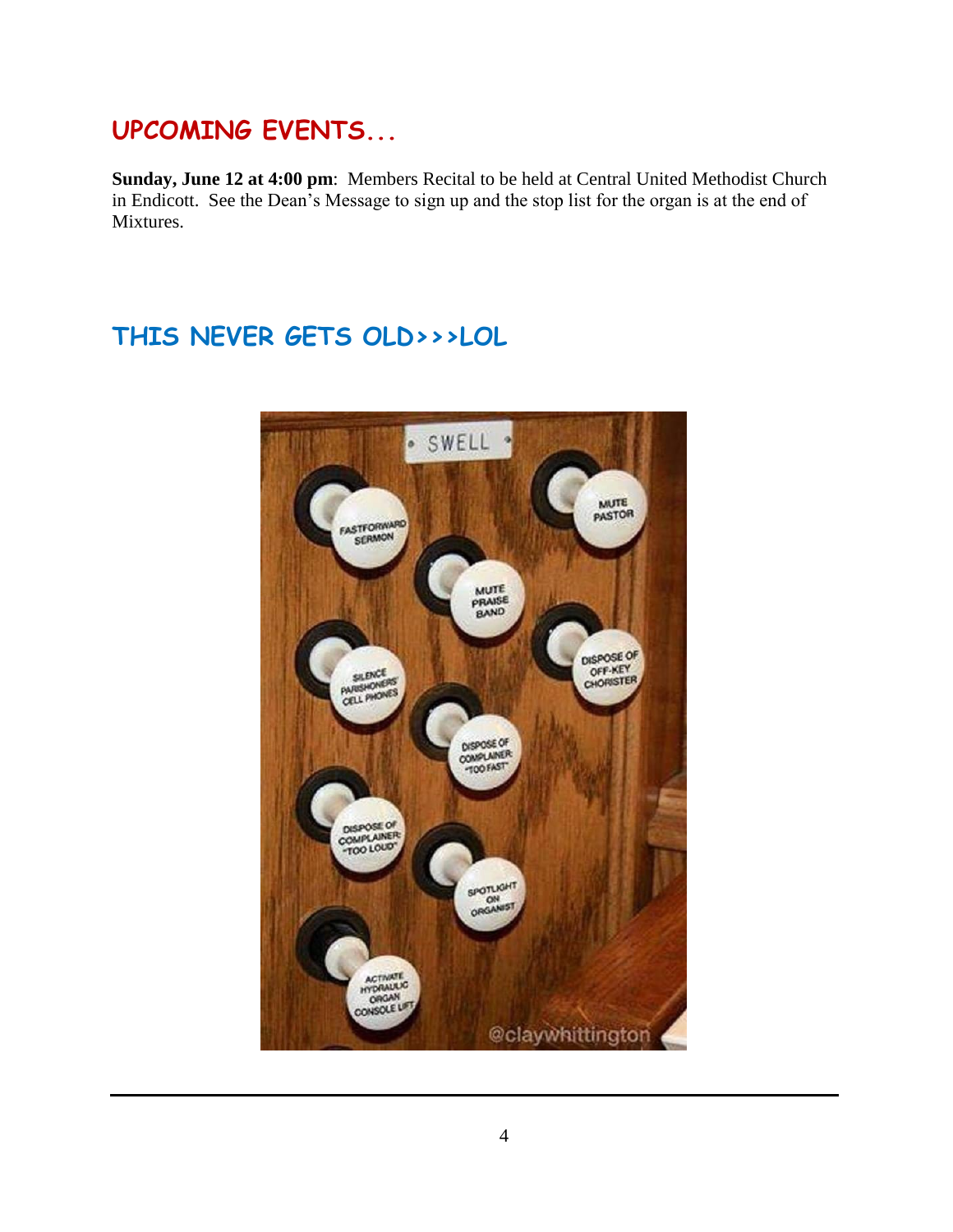## UPCOMING EVENTS...

**Sunday, June 12 at 4:00 pm**: Members Recital to be held at Central United Methodist Church in Endicott. See the Dean's Message to sign up and the stop list for the organ is at the end of Mixtures.

## THIS NEVER GETS OLD>>>LOL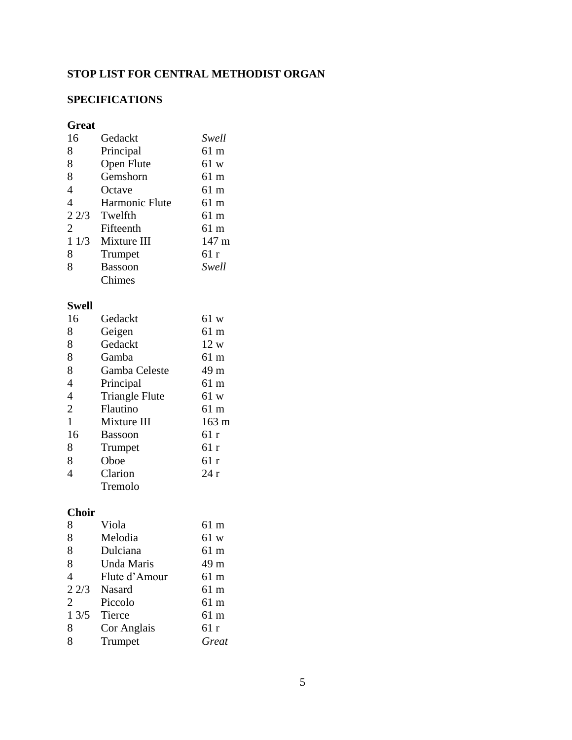## STOP LIST FOR CENTRAL METHODIST ORGAN

## SPECIFICATIONS

### Great

| | | |
|---|---|---|
| 16 | Gedackt | *Swell* |
| 8 | Principal | 61 m |
| 8 | Open Flute | 61 w |
| 8 | Gemshorn | 61 m |
| 4 | Octave | 61 m |
| 4 | Harmonic Flute | 61 m |
| 2 2/3 | Twelfth | 61 m |
| 2 | Fifteenth | 61 m |
| 1 1/3 | Mixture III | 147 m |
| 8 | Trumpet | 61 r |
| 8 | Bassoon | *Swell* |
| | Chimes | |

### Swell

| | | |
|---|---|---|
| 16 | Gedackt | 61 w |
| 8 | Geigen | 61 m |
| 8 | Gedackt | 12 w |
| 8 | Gamba | 61 m |
| 8 | Gamba Celeste | 49 m |
| 4 | Principal | 61 m |
| 4 | Triangle Flute | 61 w |
| 2 | Flautino | 61 m |
| 1 | Mixture III | 163 m |
| 16 | Bassoon | 61 r |
| 8 | Trumpet | 61 r |
| 8 | Oboe | 61 r |
| 4 | Clarion | 24 r |
| | Tremolo | |

### Choir

| | | |
|---|---|---|
| 8 | Viola | 61 m |
| 8 | Melodia | 61 w |
| 8 | Dulciana | 61 m |
| 8 | Unda Maris | 49 m |
| 4 | Flute d'Amour | 61 m |
| 2 2/3 | Nasard | 61 m |
| 2 | Piccolo | 61 m |
| 1 3/5 | Tierce | 61 m |
| 8 | Cor Anglais | 61 r |
| 8 | Trumpet | *Great* |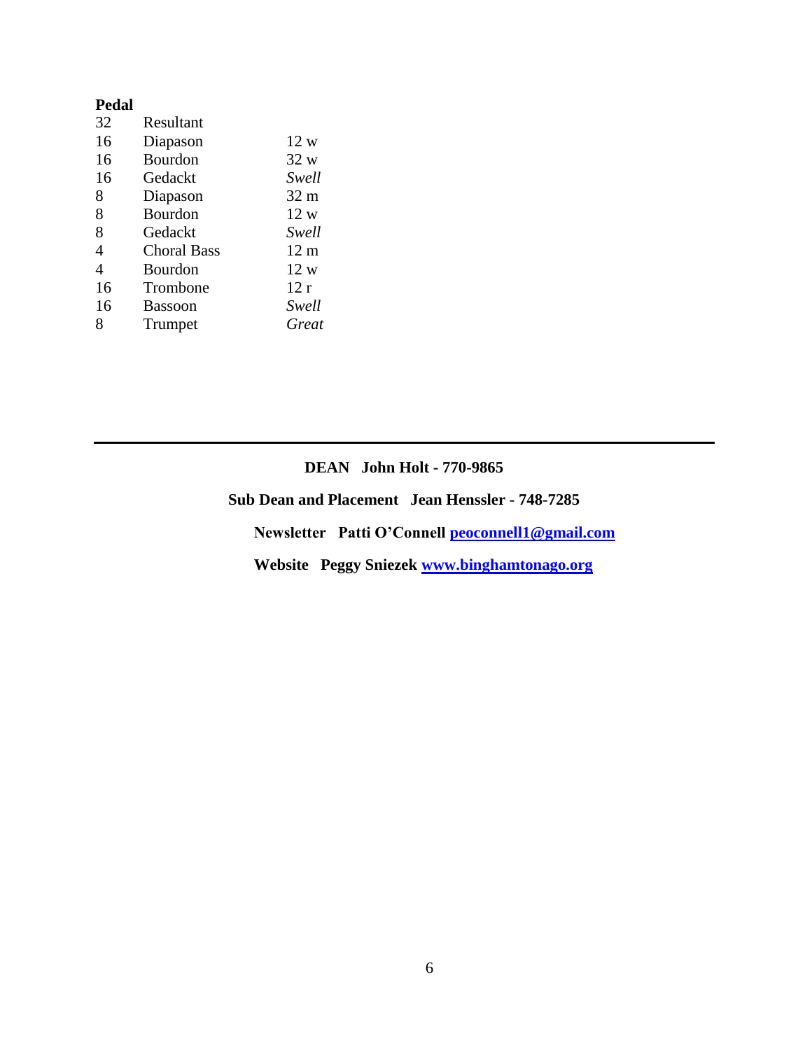**Pedal**

| | | |
|---|---|---|
| 32 | Resultant | |
| 16 | Diapason | 12 w |
| 16 | Bourdon | 32 w |
| 16 | Gedackt | *Swell* |
| 8 | Diapason | 32 m |
| 8 | Bourdon | 12 w |
| 8 | Gedackt | *Swell* |
| 4 | Choral Bass | 12 m |
| 4 | Bourdon | 12 w |
| 16 | Trombone | 12 r |
| 16 | Bassoon | *Swell* |
| 8 | Trumpet | *Great* |

---

**DEAN John Holt - 770-9865**

**Sub Dean and Placement Jean Henssler - 748-7285**

**Newsletter Patti O'Connell [peoconnell1@gmail.com](mailto:peoconnell1@gmail.com)**

**Website Peggy Sniezek [www.binghamtonago.org](http://www.binghamtonago.org)**